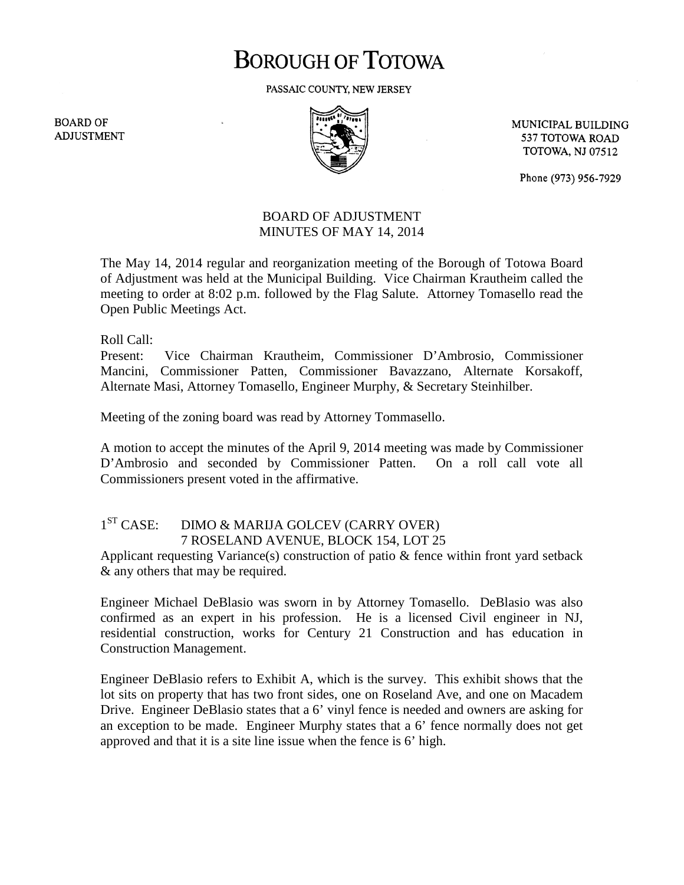# BOROUGH OF TOTOWA

PASSAIC COUNTY, NEW JERSEY

BOARD OF ADJUSTMENT

MUNICIPAL BUILDING
537 TOTOWA ROAD
TOTOWA, NJ 07512

Phone (973) 956-7929

## BOARD OF ADJUSTMENT
## MINUTES OF MAY 14, 2014

The May 14, 2014 regular and reorganization meeting of the Borough of Totowa Board of Adjustment was held at the Municipal Building. Vice Chairman Krautheim called the meeting to order at 8:02 p.m. followed by the Flag Salute. Attorney Tomasello read the Open Public Meetings Act.

Roll Call:
Present: Vice Chairman Krautheim, Commissioner D'Ambrosio, Commissioner Mancini, Commissioner Patten, Commissioner Bavazzano, Alternate Korsakoff, Alternate Masi, Attorney Tomasello, Engineer Murphy, & Secretary Steinhilber.

Meeting of the zoning board was read by Attorney Tommasello.

A motion to accept the minutes of the April 9, 2014 meeting was made by Commissioner D'Ambrosio and seconded by Commissioner Patten. On a roll call vote all Commissioners present voted in the affirmative.

1ST CASE: DIMO & MARIJA GOLCEV (CARRY OVER)
7 ROSELAND AVENUE, BLOCK 154, LOT 25

Applicant requesting Variance(s) construction of patio & fence within front yard setback & any others that may be required.

Engineer Michael DeBlasio was sworn in by Attorney Tomasello. DeBlasio was also confirmed as an expert in his profession. He is a licensed Civil engineer in NJ, residential construction, works for Century 21 Construction and has education in Construction Management.

Engineer DeBlasio refers to Exhibit A, which is the survey. This exhibit shows that the lot sits on property that has two front sides, one on Roseland Ave, and one on Macadem Drive. Engineer DeBlasio states that a 6' vinyl fence is needed and owners are asking for an exception to be made. Engineer Murphy states that a 6' fence normally does not get approved and that it is a site line issue when the fence is 6' high.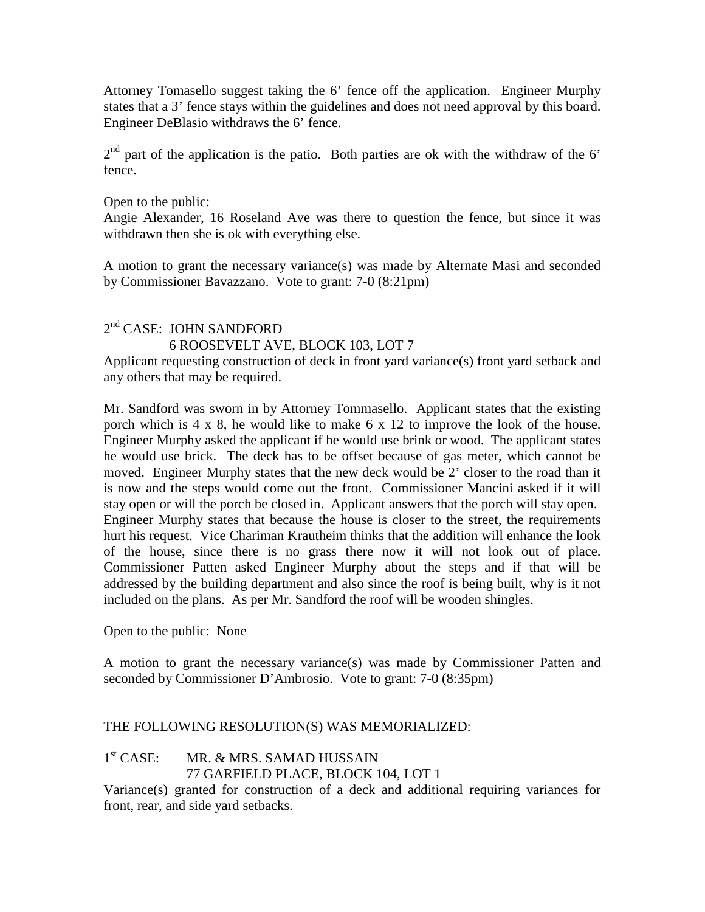Attorney Tomasello suggest taking the 6' fence off the application. Engineer Murphy states that a 3' fence stays within the guidelines and does not need approval by this board. Engineer DeBlasio withdraws the 6' fence.

2nd part of the application is the patio. Both parties are ok with the withdraw of the 6' fence.

Open to the public:
Angie Alexander, 16 Roseland Ave was there to question the fence, but since it was withdrawn then she is ok with everything else.

A motion to grant the necessary variance(s) was made by Alternate Masi and seconded by Commissioner Bavazzano. Vote to grant: 7-0 (8:21pm)

2nd CASE: JOHN SANDFORD
6 ROOSEVELT AVE, BLOCK 103, LOT 7

Applicant requesting construction of deck in front yard variance(s) front yard setback and any others that may be required.

Mr. Sandford was sworn in by Attorney Tommasello. Applicant states that the existing porch which is 4 x 8, he would like to make 6 x 12 to improve the look of the house. Engineer Murphy asked the applicant if he would use brink or wood. The applicant states he would use brick. The deck has to be offset because of gas meter, which cannot be moved. Engineer Murphy states that the new deck would be 2' closer to the road than it is now and the steps would come out the front. Commissioner Mancini asked if it will stay open or will the porch be closed in. Applicant answers that the porch will stay open. Engineer Murphy states that because the house is closer to the street, the requirements hurt his request. Vice Chariman Krautheim thinks that the addition will enhance the look of the house, since there is no grass there now it will not look out of place. Commissioner Patten asked Engineer Murphy about the steps and if that will be addressed by the building department and also since the roof is being built, why is it not included on the plans. As per Mr. Sandford the roof will be wooden shingles.

Open to the public: None

A motion to grant the necessary variance(s) was made by Commissioner Patten and seconded by Commissioner D'Ambrosio. Vote to grant: 7-0 (8:35pm)

THE FOLLOWING RESOLUTION(S) WAS MEMORIALIZED:

1st CASE: MR. & MRS. SAMAD HUSSAIN
77 GARFIELD PLACE, BLOCK 104, LOT 1

Variance(s) granted for construction of a deck and additional requiring variances for front, rear, and side yard setbacks.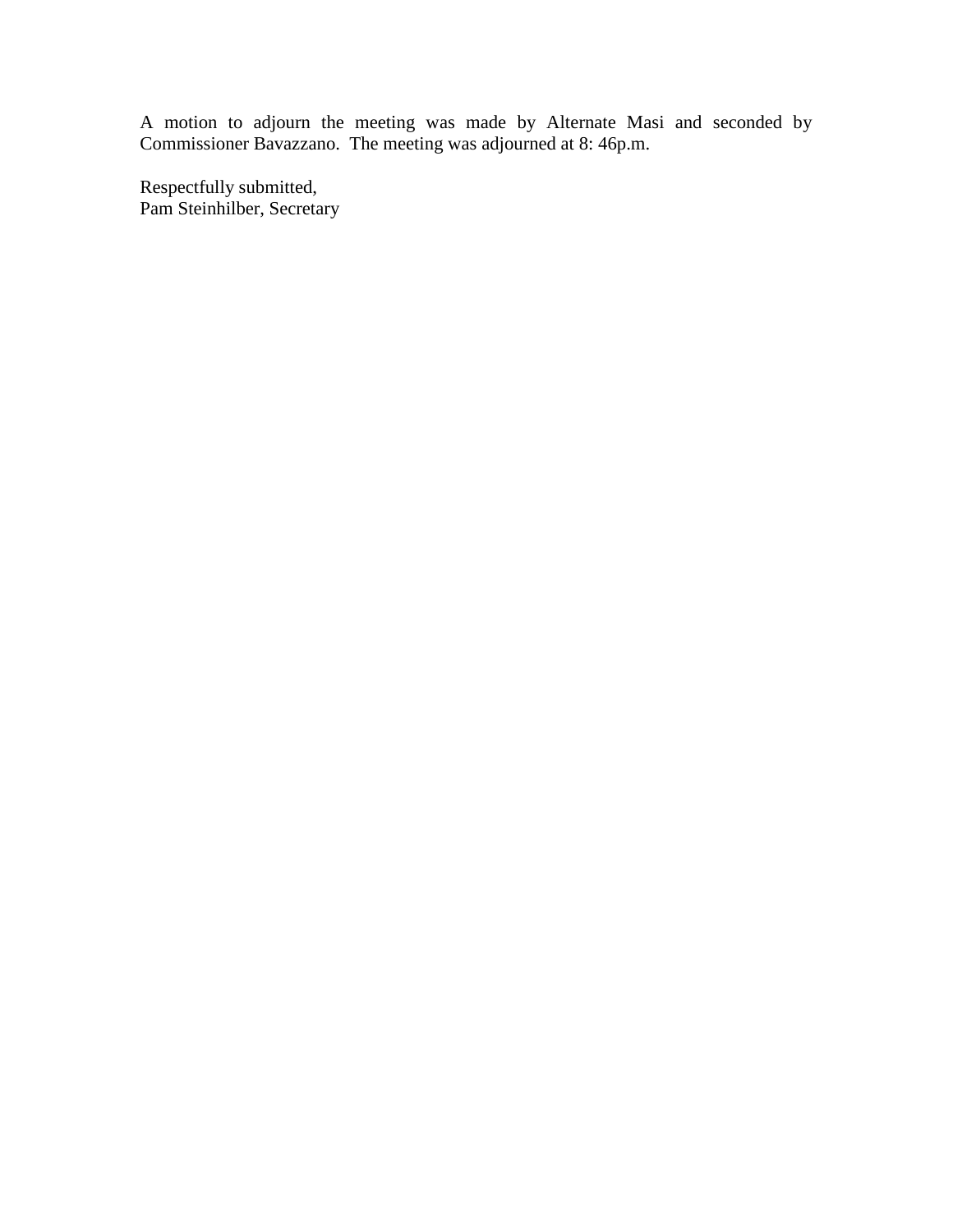A motion to adjourn the meeting was made by Alternate Masi and seconded by Commissioner Bavazzano. The meeting was adjourned at 8: 46p.m.

Respectfully submitted,
Pam Steinhilber, Secretary